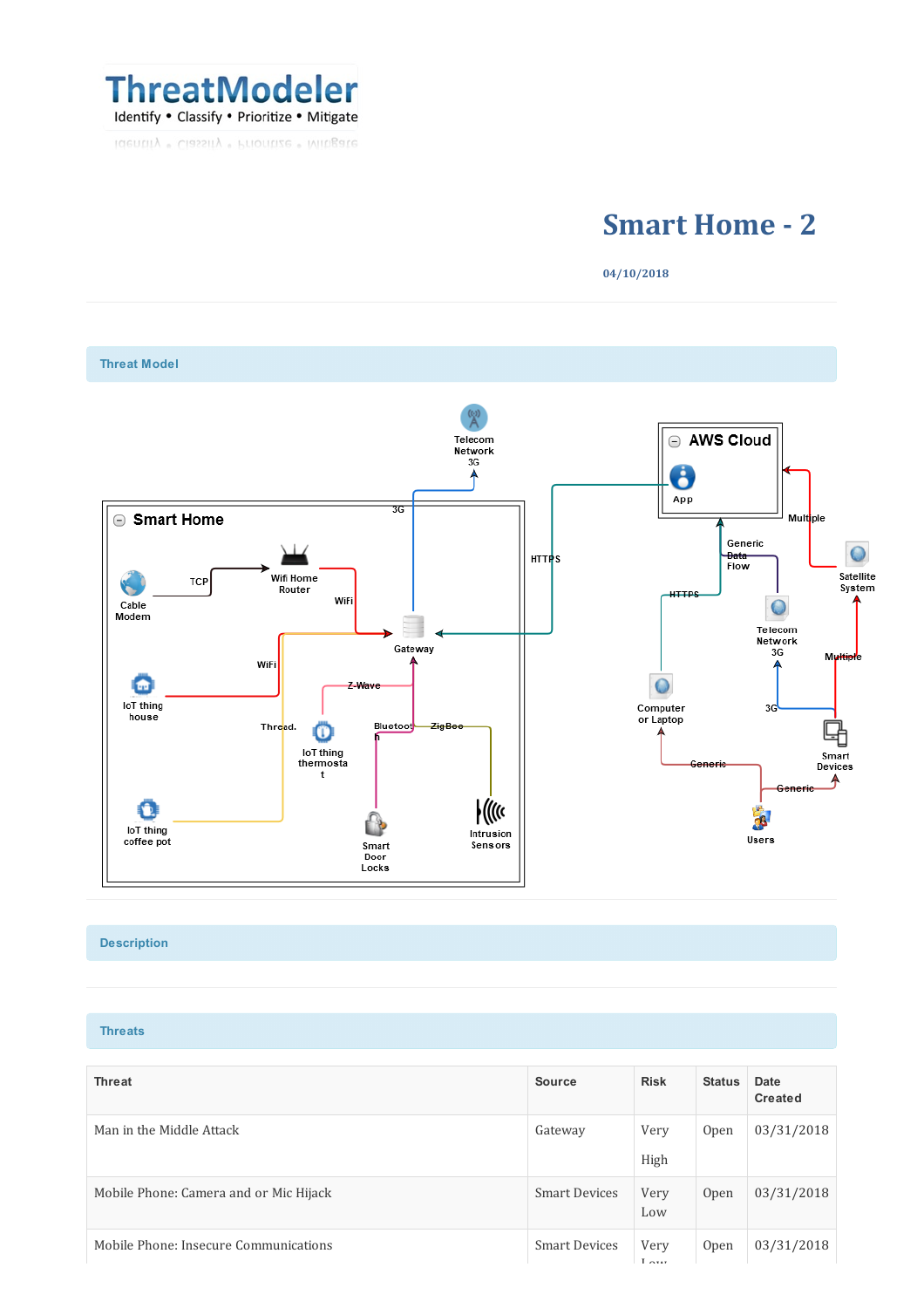ThreatModeler
Identify • Classify • Prioritize • Mitigate

# Smart Home - 2

04/10/2018

## Threat Model

## Description

## Threats

| Threat | Source | Risk | Status | Date Created |
|---|---|---|---|---|
| Man in the Middle Attack | Gateway | Very High | Open | 03/31/2018 |
| Mobile Phone: Camera and or Mic Hijack | Smart Devices | Very Low | Open | 03/31/2018 |
| Mobile Phone: Insecure Communications | Smart Devices | Very Low | Open | 03/31/2018 |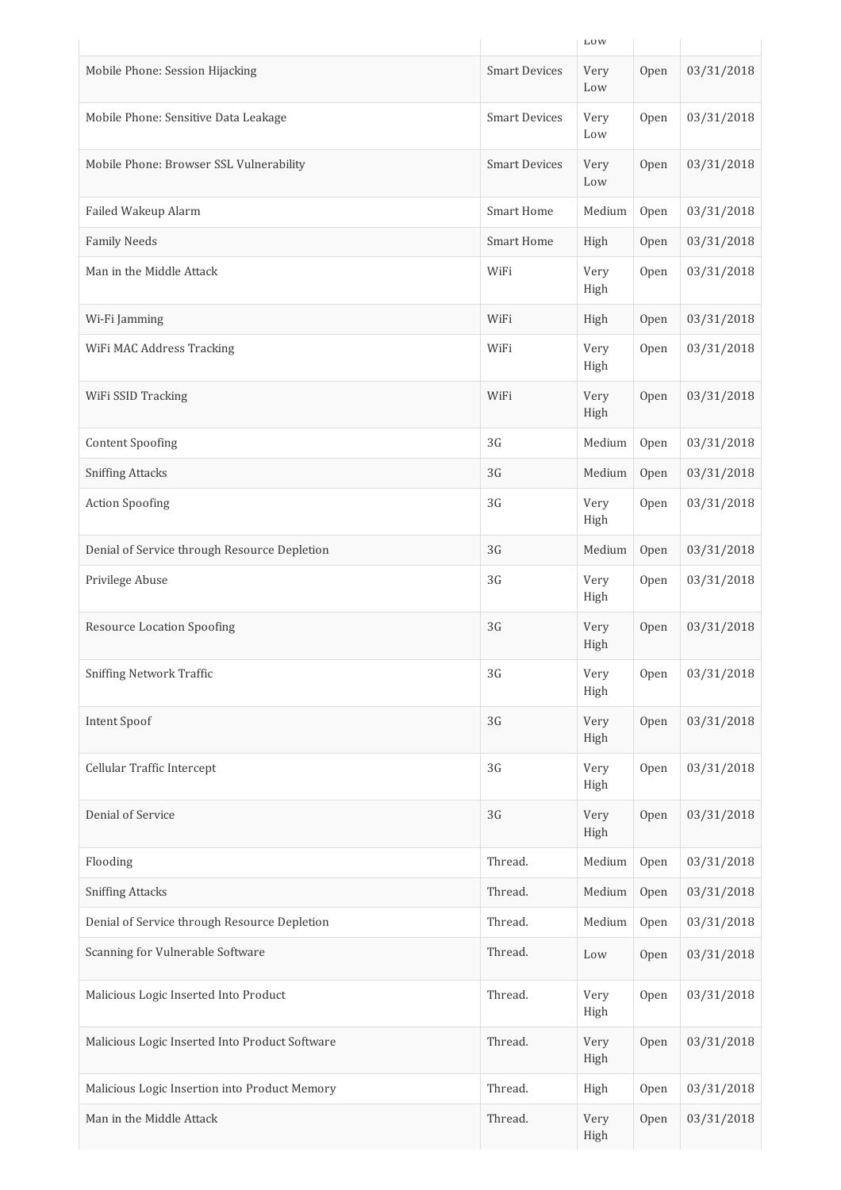| | | Low | | |
|---|---|---|---|---|
| Mobile Phone: Session Hijacking | Smart Devices | Very Low | Open | 03/31/2018 |
| Mobile Phone: Sensitive Data Leakage | Smart Devices | Very Low | Open | 03/31/2018 |
| Mobile Phone: Browser SSL Vulnerability | Smart Devices | Very Low | Open | 03/31/2018 |
| Failed Wakeup Alarm | Smart Home | Medium | Open | 03/31/2018 |
| Family Needs | Smart Home | High | Open | 03/31/2018 |
| Man in the Middle Attack | WiFi | Very High | Open | 03/31/2018 |
| Wi-Fi Jamming | WiFi | High | Open | 03/31/2018 |
| WiFi MAC Address Tracking | WiFi | Very High | Open | 03/31/2018 |
| WiFi SSID Tracking | WiFi | Very High | Open | 03/31/2018 |
| Content Spoofing | 3G | Medium | Open | 03/31/2018 |
| Sniffing Attacks | 3G | Medium | Open | 03/31/2018 |
| Action Spoofing | 3G | Very High | Open | 03/31/2018 |
| Denial of Service through Resource Depletion | 3G | Medium | Open | 03/31/2018 |
| Privilege Abuse | 3G | Very High | Open | 03/31/2018 |
| Resource Location Spoofing | 3G | Very High | Open | 03/31/2018 |
| Sniffing Network Traffic | 3G | Very High | Open | 03/31/2018 |
| Intent Spoof | 3G | Very High | Open | 03/31/2018 |
| Cellular Traffic Intercept | 3G | Very High | Open | 03/31/2018 |
| Denial of Service | 3G | Very High | Open | 03/31/2018 |
| Flooding | Thread. | Medium | Open | 03/31/2018 |
| Sniffing Attacks | Thread. | Medium | Open | 03/31/2018 |
| Denial of Service through Resource Depletion | Thread. | Medium | Open | 03/31/2018 |
| Scanning for Vulnerable Software | Thread. | Low | Open | 03/31/2018 |
| Malicious Logic Inserted Into Product | Thread. | Very High | Open | 03/31/2018 |
| Malicious Logic Inserted Into Product Software | Thread. | Very High | Open | 03/31/2018 |
| Malicious Logic Insertion into Product Memory | Thread. | High | Open | 03/31/2018 |
| Man in the Middle Attack | Thread. | Very High | Open | 03/31/2018 |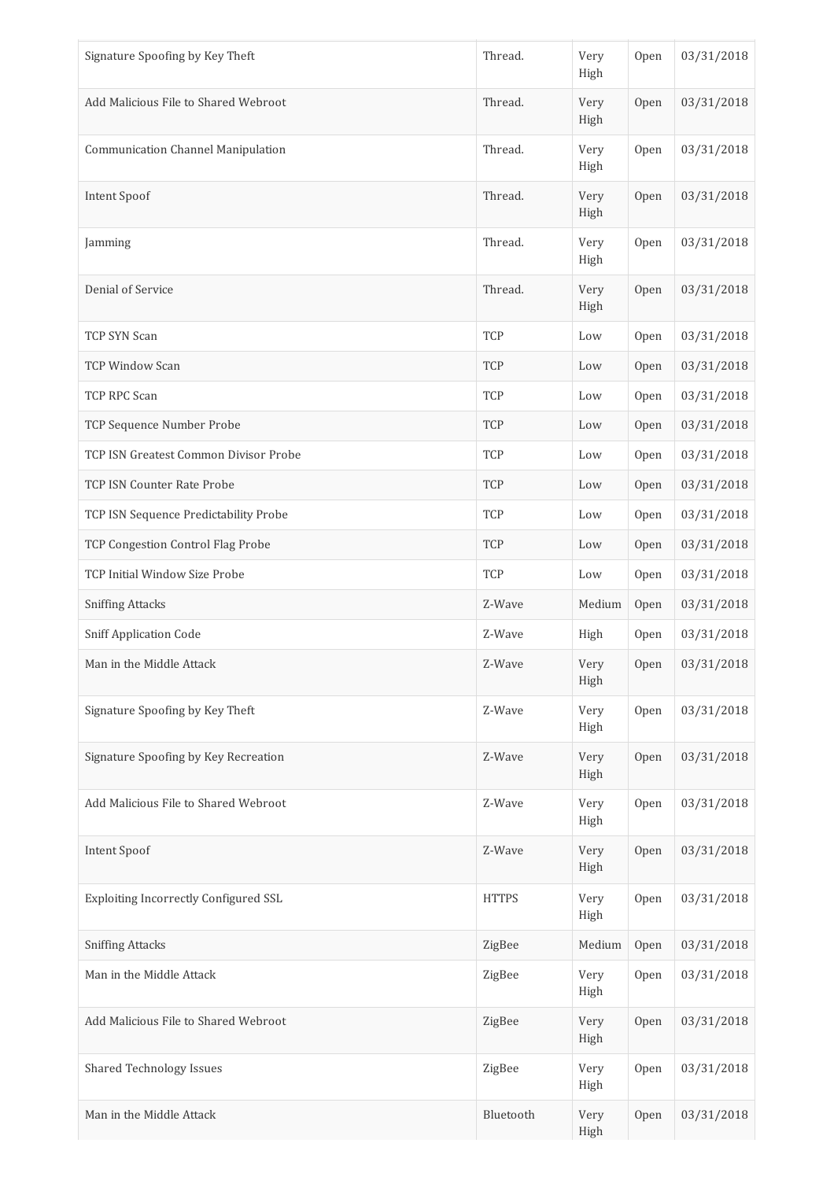| | | | | |
|---|---|---|---|---|
| Signature Spoofing by Key Theft | Thread. | Very High | Open | 03/31/2018 |
| Add Malicious File to Shared Webroot | Thread. | Very High | Open | 03/31/2018 |
| Communication Channel Manipulation | Thread. | Very High | Open | 03/31/2018 |
| Intent Spoof | Thread. | Very High | Open | 03/31/2018 |
| Jamming | Thread. | Very High | Open | 03/31/2018 |
| Denial of Service | Thread. | Very High | Open | 03/31/2018 |
| TCP SYN Scan | TCP | Low | Open | 03/31/2018 |
| TCP Window Scan | TCP | Low | Open | 03/31/2018 |
| TCP RPC Scan | TCP | Low | Open | 03/31/2018 |
| TCP Sequence Number Probe | TCP | Low | Open | 03/31/2018 |
| TCP ISN Greatest Common Divisor Probe | TCP | Low | Open | 03/31/2018 |
| TCP ISN Counter Rate Probe | TCP | Low | Open | 03/31/2018 |
| TCP ISN Sequence Predictability Probe | TCP | Low | Open | 03/31/2018 |
| TCP Congestion Control Flag Probe | TCP | Low | Open | 03/31/2018 |
| TCP Initial Window Size Probe | TCP | Low | Open | 03/31/2018 |
| Sniffing Attacks | Z-Wave | Medium | Open | 03/31/2018 |
| Sniff Application Code | Z-Wave | High | Open | 03/31/2018 |
| Man in the Middle Attack | Z-Wave | Very High | Open | 03/31/2018 |
| Signature Spoofing by Key Theft | Z-Wave | Very High | Open | 03/31/2018 |
| Signature Spoofing by Key Recreation | Z-Wave | Very High | Open | 03/31/2018 |
| Add Malicious File to Shared Webroot | Z-Wave | Very High | Open | 03/31/2018 |
| Intent Spoof | Z-Wave | Very High | Open | 03/31/2018 |
| Exploiting Incorrectly Configured SSL | HTTPS | Very High | Open | 03/31/2018 |
| Sniffing Attacks | ZigBee | Medium | Open | 03/31/2018 |
| Man in the Middle Attack | ZigBee | Very High | Open | 03/31/2018 |
| Add Malicious File to Shared Webroot | ZigBee | Very High | Open | 03/31/2018 |
| Shared Technology Issues | ZigBee | Very High | Open | 03/31/2018 |
| Man in the Middle Attack | Bluetooth | Very High | Open | 03/31/2018 |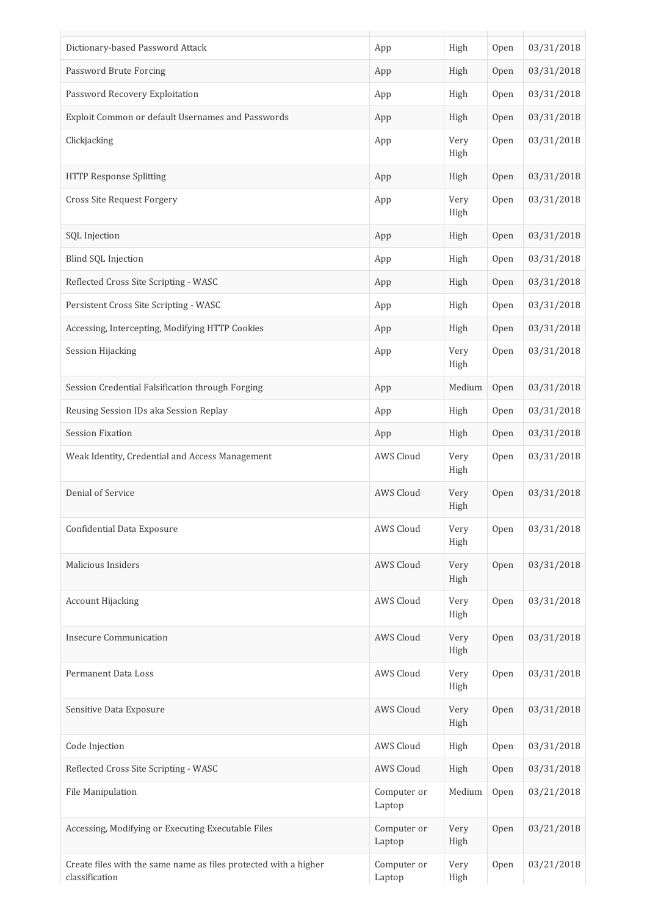| | | | | |
|---|---|---|---|---|
| Dictionary-based Password Attack | App | High | Open | 03/31/2018 |
| Password Brute Forcing | App | High | Open | 03/31/2018 |
| Password Recovery Exploitation | App | High | Open | 03/31/2018 |
| Exploit Common or default Usernames and Passwords | App | High | Open | 03/31/2018 |
| Clickjacking | App | Very High | Open | 03/31/2018 |
| HTTP Response Splitting | App | High | Open | 03/31/2018 |
| Cross Site Request Forgery | App | Very High | Open | 03/31/2018 |
| SQL Injection | App | High | Open | 03/31/2018 |
| Blind SQL Injection | App | High | Open | 03/31/2018 |
| Reflected Cross Site Scripting - WASC | App | High | Open | 03/31/2018 |
| Persistent Cross Site Scripting - WASC | App | High | Open | 03/31/2018 |
| Accessing, Intercepting, Modifying HTTP Cookies | App | High | Open | 03/31/2018 |
| Session Hijacking | App | Very High | Open | 03/31/2018 |
| Session Credential Falsification through Forging | App | Medium | Open | 03/31/2018 |
| Reusing Session IDs aka Session Replay | App | High | Open | 03/31/2018 |
| Session Fixation | App | High | Open | 03/31/2018 |
| Weak Identity, Credential and Access Management | AWS Cloud | Very High | Open | 03/31/2018 |
| Denial of Service | AWS Cloud | Very High | Open | 03/31/2018 |
| Confidential Data Exposure | AWS Cloud | Very High | Open | 03/31/2018 |
| Malicious Insiders | AWS Cloud | Very High | Open | 03/31/2018 |
| Account Hijacking | AWS Cloud | Very High | Open | 03/31/2018 |
| Insecure Communication | AWS Cloud | Very High | Open | 03/31/2018 |
| Permanent Data Loss | AWS Cloud | Very High | Open | 03/31/2018 |
| Sensitive Data Exposure | AWS Cloud | Very High | Open | 03/31/2018 |
| Code Injection | AWS Cloud | High | Open | 03/31/2018 |
| Reflected Cross Site Scripting - WASC | AWS Cloud | High | Open | 03/31/2018 |
| File Manipulation | Computer or Laptop | Medium | Open | 03/21/2018 |
| Accessing, Modifying or Executing Executable Files | Computer or Laptop | Very High | Open | 03/21/2018 |
| Create files with the same name as files protected with a higher classification | Computer or Laptop | Very High | Open | 03/21/2018 |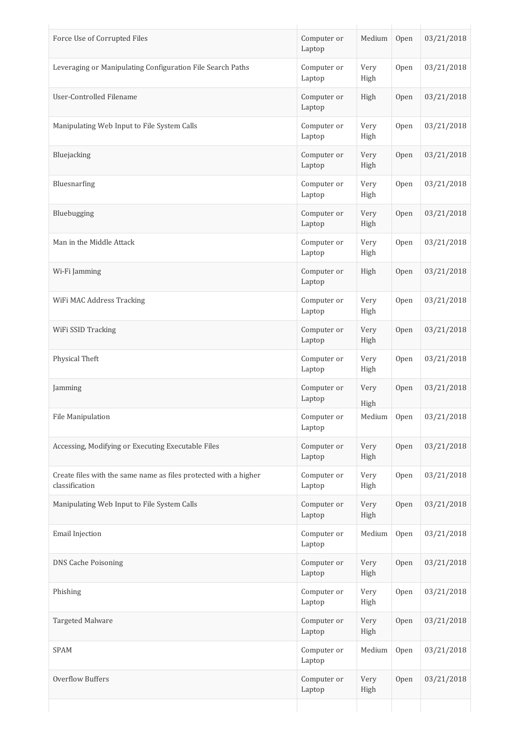| | | | | |
|---|---|---|---|---|
| Force Use of Corrupted Files | Computer or Laptop | Medium | Open | 03/21/2018 |
| Leveraging or Manipulating Configuration File Search Paths | Computer or Laptop | Very High | Open | 03/21/2018 |
| User-Controlled Filename | Computer or Laptop | High | Open | 03/21/2018 |
| Manipulating Web Input to File System Calls | Computer or Laptop | Very High | Open | 03/21/2018 |
| Bluejacking | Computer or Laptop | Very High | Open | 03/21/2018 |
| Bluesnarfing | Computer or Laptop | Very High | Open | 03/21/2018 |
| Bluebugging | Computer or Laptop | Very High | Open | 03/21/2018 |
| Man in the Middle Attack | Computer or Laptop | Very High | Open | 03/21/2018 |
| Wi-Fi Jamming | Computer or Laptop | High | Open | 03/21/2018 |
| WiFi MAC Address Tracking | Computer or Laptop | Very High | Open | 03/21/2018 |
| WiFi SSID Tracking | Computer or Laptop | Very High | Open | 03/21/2018 |
| Physical Theft | Computer or Laptop | Very High | Open | 03/21/2018 |
| Jamming | Computer or Laptop | Very High | Open | 03/21/2018 |
| File Manipulation | Computer or Laptop | Medium | Open | 03/21/2018 |
| Accessing, Modifying or Executing Executable Files | Computer or Laptop | Very High | Open | 03/21/2018 |
| Create files with the same name as files protected with a higher classification | Computer or Laptop | Very High | Open | 03/21/2018 |
| Manipulating Web Input to File System Calls | Computer or Laptop | Very High | Open | 03/21/2018 |
| Email Injection | Computer or Laptop | Medium | Open | 03/21/2018 |
| DNS Cache Poisoning | Computer or Laptop | Very High | Open | 03/21/2018 |
| Phishing | Computer or Laptop | Very High | Open | 03/21/2018 |
| Targeted Malware | Computer or Laptop | Very High | Open | 03/21/2018 |
| SPAM | Computer or Laptop | Medium | Open | 03/21/2018 |
| Overflow Buffers | Computer or Laptop | Very High | Open | 03/21/2018 |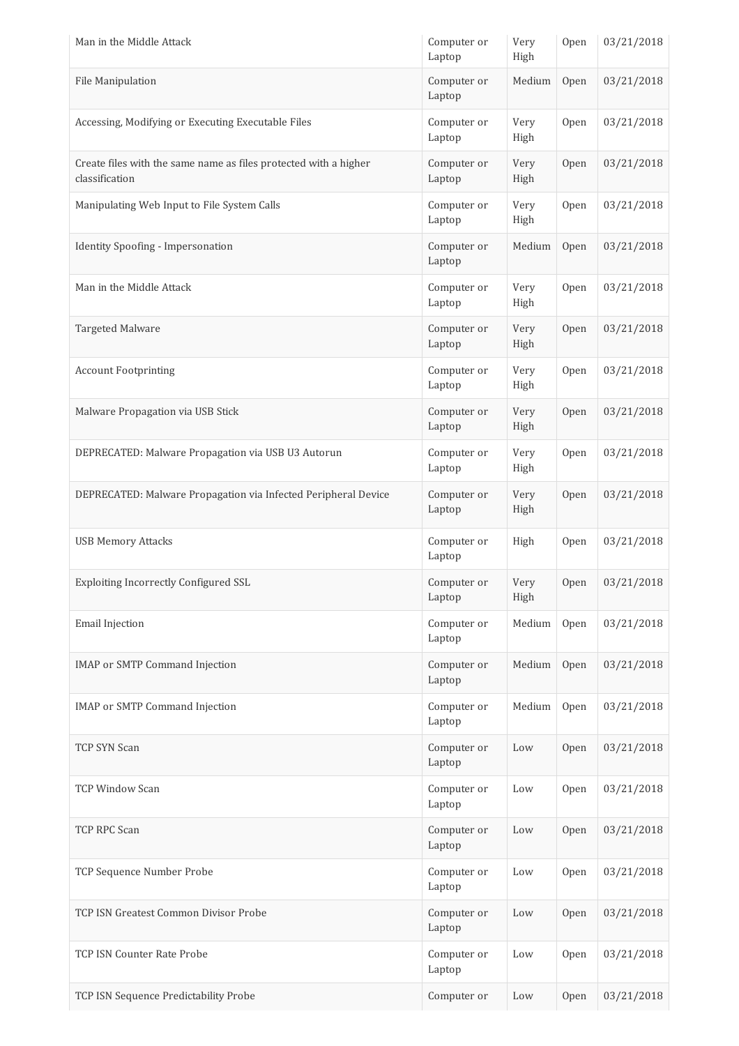| | | | | |
|---|---|---|---|---|
| Man in the Middle Attack | Computer or Laptop | Very High | Open | 03/21/2018 |
| File Manipulation | Computer or Laptop | Medium | Open | 03/21/2018 |
| Accessing, Modifying or Executing Executable Files | Computer or Laptop | Very High | Open | 03/21/2018 |
| Create files with the same name as files protected with a higher classification | Computer or Laptop | Very High | Open | 03/21/2018 |
| Manipulating Web Input to File System Calls | Computer or Laptop | Very High | Open | 03/21/2018 |
| Identity Spoofing - Impersonation | Computer or Laptop | Medium | Open | 03/21/2018 |
| Man in the Middle Attack | Computer or Laptop | Very High | Open | 03/21/2018 |
| Targeted Malware | Computer or Laptop | Very High | Open | 03/21/2018 |
| Account Footprinting | Computer or Laptop | Very High | Open | 03/21/2018 |
| Malware Propagation via USB Stick | Computer or Laptop | Very High | Open | 03/21/2018 |
| DEPRECATED: Malware Propagation via USB U3 Autorun | Computer or Laptop | Very High | Open | 03/21/2018 |
| DEPRECATED: Malware Propagation via Infected Peripheral Device | Computer or Laptop | Very High | Open | 03/21/2018 |
| USB Memory Attacks | Computer or Laptop | High | Open | 03/21/2018 |
| Exploiting Incorrectly Configured SSL | Computer or Laptop | Very High | Open | 03/21/2018 |
| Email Injection | Computer or Laptop | Medium | Open | 03/21/2018 |
| IMAP or SMTP Command Injection | Computer or Laptop | Medium | Open | 03/21/2018 |
| IMAP or SMTP Command Injection | Computer or Laptop | Medium | Open | 03/21/2018 |
| TCP SYN Scan | Computer or Laptop | Low | Open | 03/21/2018 |
| TCP Window Scan | Computer or Laptop | Low | Open | 03/21/2018 |
| TCP RPC Scan | Computer or Laptop | Low | Open | 03/21/2018 |
| TCP Sequence Number Probe | Computer or Laptop | Low | Open | 03/21/2018 |
| TCP ISN Greatest Common Divisor Probe | Computer or Laptop | Low | Open | 03/21/2018 |
| TCP ISN Counter Rate Probe | Computer or Laptop | Low | Open | 03/21/2018 |
| TCP ISN Sequence Predictability Probe | Computer or | Low | Open | 03/21/2018 |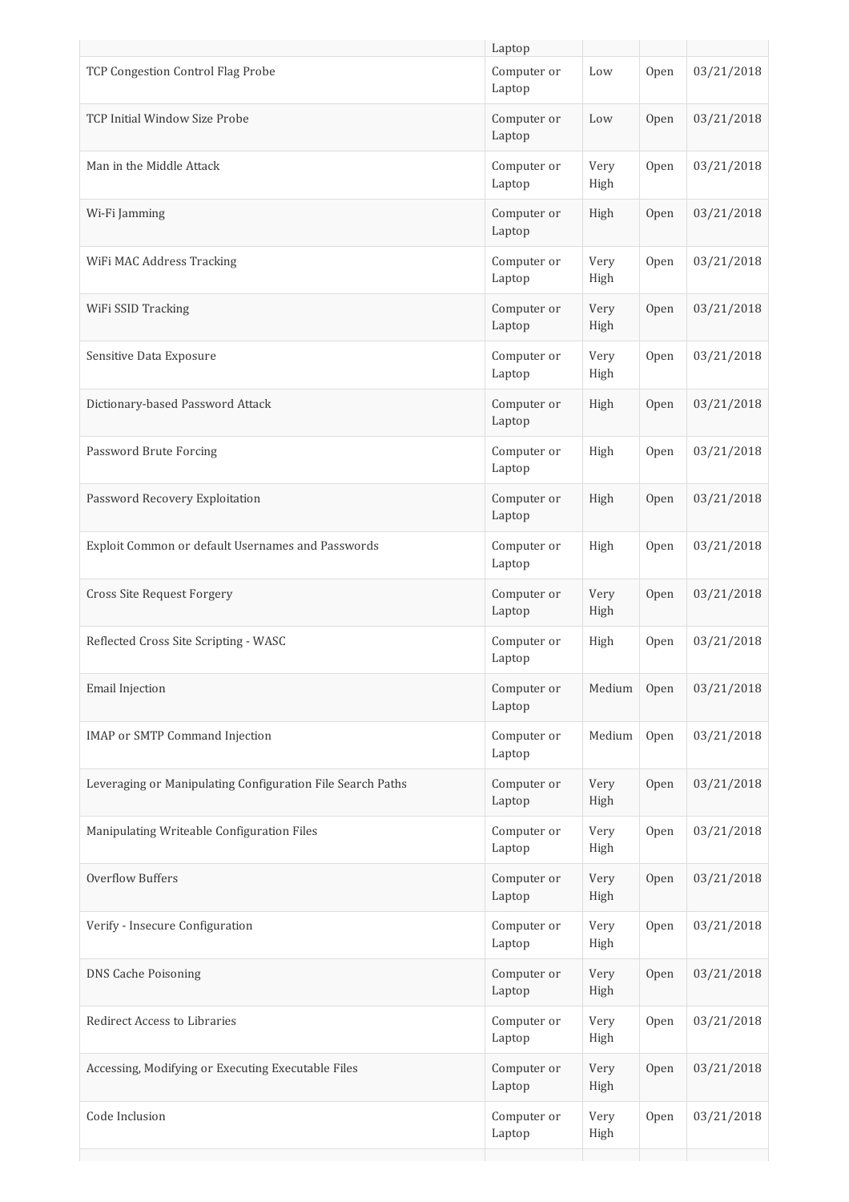|  | Laptop |  |  |  |
| --- | --- | --- | --- | --- |
| TCP Congestion Control Flag Probe | Computer or Laptop | Low | Open | 03/21/2018 |
| TCP Initial Window Size Probe | Computer or Laptop | Low | Open | 03/21/2018 |
| Man in the Middle Attack | Computer or Laptop | Very High | Open | 03/21/2018 |
| Wi-Fi Jamming | Computer or Laptop | High | Open | 03/21/2018 |
| WiFi MAC Address Tracking | Computer or Laptop | Very High | Open | 03/21/2018 |
| WiFi SSID Tracking | Computer or Laptop | Very High | Open | 03/21/2018 |
| Sensitive Data Exposure | Computer or Laptop | Very High | Open | 03/21/2018 |
| Dictionary-based Password Attack | Computer or Laptop | High | Open | 03/21/2018 |
| Password Brute Forcing | Computer or Laptop | High | Open | 03/21/2018 |
| Password Recovery Exploitation | Computer or Laptop | High | Open | 03/21/2018 |
| Exploit Common or default Usernames and Passwords | Computer or Laptop | High | Open | 03/21/2018 |
| Cross Site Request Forgery | Computer or Laptop | Very High | Open | 03/21/2018 |
| Reflected Cross Site Scripting - WASC | Computer or Laptop | High | Open | 03/21/2018 |
| Email Injection | Computer or Laptop | Medium | Open | 03/21/2018 |
| IMAP or SMTP Command Injection | Computer or Laptop | Medium | Open | 03/21/2018 |
| Leveraging or Manipulating Configuration File Search Paths | Computer or Laptop | Very High | Open | 03/21/2018 |
| Manipulating Writeable Configuration Files | Computer or Laptop | Very High | Open | 03/21/2018 |
| Overflow Buffers | Computer or Laptop | Very High | Open | 03/21/2018 |
| Verify - Insecure Configuration | Computer or Laptop | Very High | Open | 03/21/2018 |
| DNS Cache Poisoning | Computer or Laptop | Very High | Open | 03/21/2018 |
| Redirect Access to Libraries | Computer or Laptop | Very High | Open | 03/21/2018 |
| Accessing, Modifying or Executing Executable Files | Computer or Laptop | Very High | Open | 03/21/2018 |
| Code Inclusion | Computer or Laptop | Very High | Open | 03/21/2018 |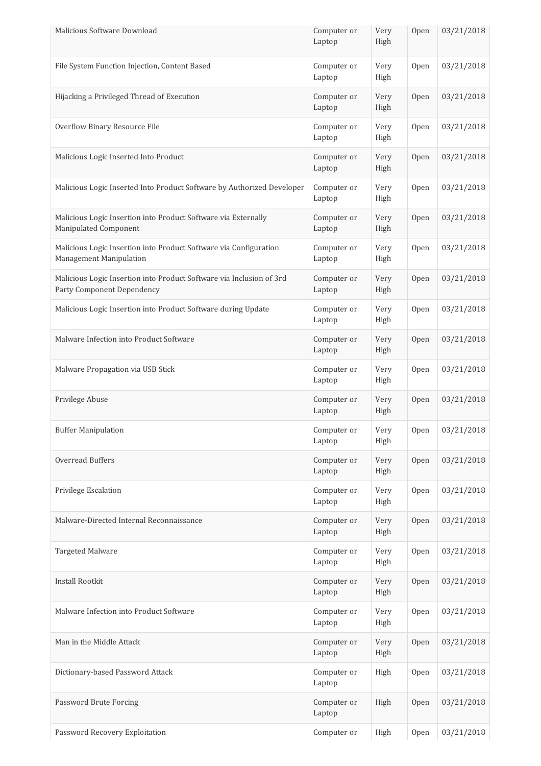| | | | | |
|---|---|---|---|---|
| Malicious Software Download | Computer or Laptop | Very High | Open | 03/21/2018 |
| File System Function Injection, Content Based | Computer or Laptop | Very High | Open | 03/21/2018 |
| Hijacking a Privileged Thread of Execution | Computer or Laptop | Very High | Open | 03/21/2018 |
| Overflow Binary Resource File | Computer or Laptop | Very High | Open | 03/21/2018 |
| Malicious Logic Inserted Into Product | Computer or Laptop | Very High | Open | 03/21/2018 |
| Malicious Logic Inserted Into Product Software by Authorized Developer | Computer or Laptop | Very High | Open | 03/21/2018 |
| Malicious Logic Insertion into Product Software via Externally Manipulated Component | Computer or Laptop | Very High | Open | 03/21/2018 |
| Malicious Logic Insertion into Product Software via Configuration Management Manipulation | Computer or Laptop | Very High | Open | 03/21/2018 |
| Malicious Logic Insertion into Product Software via Inclusion of 3rd Party Component Dependency | Computer or Laptop | Very High | Open | 03/21/2018 |
| Malicious Logic Insertion into Product Software during Update | Computer or Laptop | Very High | Open | 03/21/2018 |
| Malware Infection into Product Software | Computer or Laptop | Very High | Open | 03/21/2018 |
| Malware Propagation via USB Stick | Computer or Laptop | Very High | Open | 03/21/2018 |
| Privilege Abuse | Computer or Laptop | Very High | Open | 03/21/2018 |
| Buffer Manipulation | Computer or Laptop | Very High | Open | 03/21/2018 |
| Overread Buffers | Computer or Laptop | Very High | Open | 03/21/2018 |
| Privilege Escalation | Computer or Laptop | Very High | Open | 03/21/2018 |
| Malware-Directed Internal Reconnaissance | Computer or Laptop | Very High | Open | 03/21/2018 |
| Targeted Malware | Computer or Laptop | Very High | Open | 03/21/2018 |
| Install Rootkit | Computer or Laptop | Very High | Open | 03/21/2018 |
| Malware Infection into Product Software | Computer or Laptop | Very High | Open | 03/21/2018 |
| Man in the Middle Attack | Computer or Laptop | Very High | Open | 03/21/2018 |
| Dictionary-based Password Attack | Computer or Laptop | High | Open | 03/21/2018 |
| Password Brute Forcing | Computer or Laptop | High | Open | 03/21/2018 |
| Password Recovery Exploitation | Computer or | High | Open | 03/21/2018 |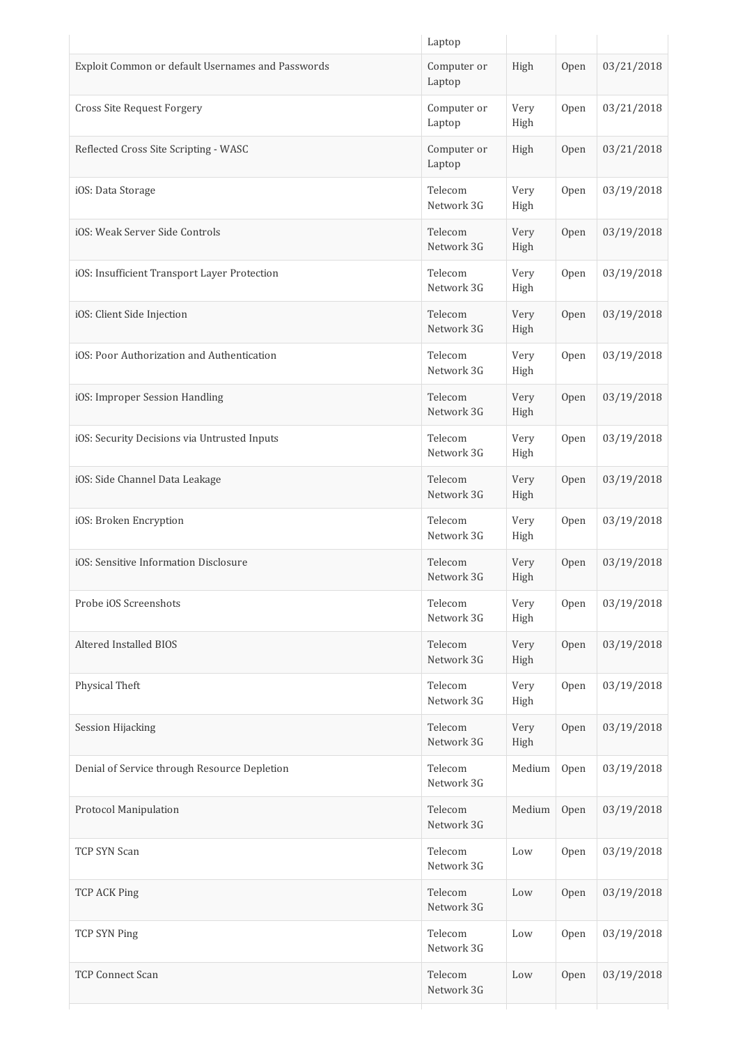|  | Laptop |  |  |  |
| --- | --- | --- | --- | --- |
| Exploit Common or default Usernames and Passwords | Computer or Laptop | High | Open | 03/21/2018 |
| Cross Site Request Forgery | Computer or Laptop | Very High | Open | 03/21/2018 |
| Reflected Cross Site Scripting - WASC | Computer or Laptop | High | Open | 03/21/2018 |
| iOS: Data Storage | Telecom Network 3G | Very High | Open | 03/19/2018 |
| iOS: Weak Server Side Controls | Telecom Network 3G | Very High | Open | 03/19/2018 |
| iOS: Insufficient Transport Layer Protection | Telecom Network 3G | Very High | Open | 03/19/2018 |
| iOS: Client Side Injection | Telecom Network 3G | Very High | Open | 03/19/2018 |
| iOS: Poor Authorization and Authentication | Telecom Network 3G | Very High | Open | 03/19/2018 |
| iOS: Improper Session Handling | Telecom Network 3G | Very High | Open | 03/19/2018 |
| iOS: Security Decisions via Untrusted Inputs | Telecom Network 3G | Very High | Open | 03/19/2018 |
| iOS: Side Channel Data Leakage | Telecom Network 3G | Very High | Open | 03/19/2018 |
| iOS: Broken Encryption | Telecom Network 3G | Very High | Open | 03/19/2018 |
| iOS: Sensitive Information Disclosure | Telecom Network 3G | Very High | Open | 03/19/2018 |
| Probe iOS Screenshots | Telecom Network 3G | Very High | Open | 03/19/2018 |
| Altered Installed BIOS | Telecom Network 3G | Very High | Open | 03/19/2018 |
| Physical Theft | Telecom Network 3G | Very High | Open | 03/19/2018 |
| Session Hijacking | Telecom Network 3G | Very High | Open | 03/19/2018 |
| Denial of Service through Resource Depletion | Telecom Network 3G | Medium | Open | 03/19/2018 |
| Protocol Manipulation | Telecom Network 3G | Medium | Open | 03/19/2018 |
| TCP SYN Scan | Telecom Network 3G | Low | Open | 03/19/2018 |
| TCP ACK Ping | Telecom Network 3G | Low | Open | 03/19/2018 |
| TCP SYN Ping | Telecom Network 3G | Low | Open | 03/19/2018 |
| TCP Connect Scan | Telecom Network 3G | Low | Open | 03/19/2018 |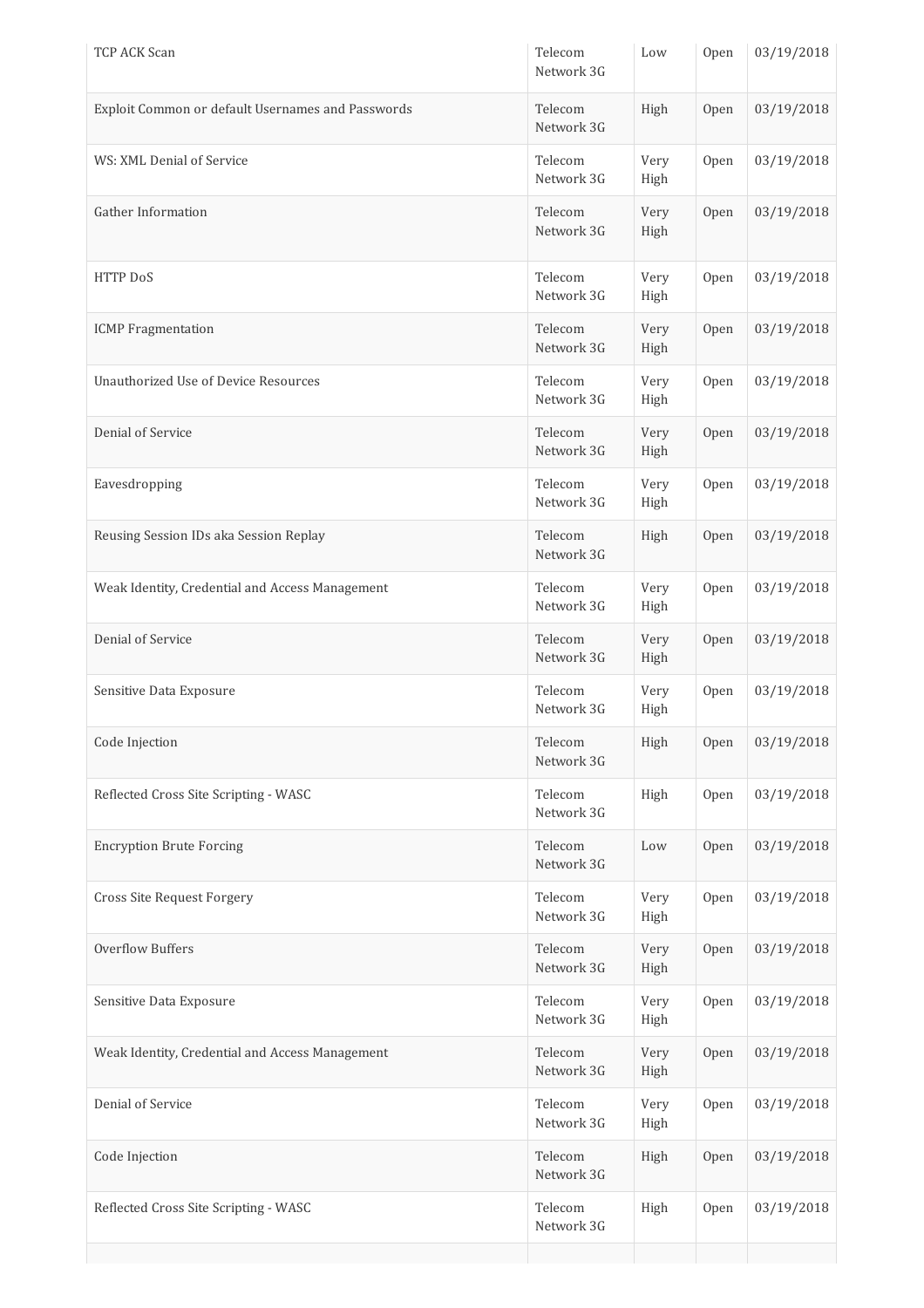| TCP ACK Scan | Telecom Network 3G | Low | Open | 03/19/2018 |
|---|---|---|---|---|
| Exploit Common or default Usernames and Passwords | Telecom Network 3G | High | Open | 03/19/2018 |
| WS: XML Denial of Service | Telecom Network 3G | Very High | Open | 03/19/2018 |
| Gather Information | Telecom Network 3G | Very High | Open | 03/19/2018 |
| HTTP DoS | Telecom Network 3G | Very High | Open | 03/19/2018 |
| ICMP Fragmentation | Telecom Network 3G | Very High | Open | 03/19/2018 |
| Unauthorized Use of Device Resources | Telecom Network 3G | Very High | Open | 03/19/2018 |
| Denial of Service | Telecom Network 3G | Very High | Open | 03/19/2018 |
| Eavesdropping | Telecom Network 3G | Very High | Open | 03/19/2018 |
| Reusing Session IDs aka Session Replay | Telecom Network 3G | High | Open | 03/19/2018 |
| Weak Identity, Credential and Access Management | Telecom Network 3G | Very High | Open | 03/19/2018 |
| Denial of Service | Telecom Network 3G | Very High | Open | 03/19/2018 |
| Sensitive Data Exposure | Telecom Network 3G | Very High | Open | 03/19/2018 |
| Code Injection | Telecom Network 3G | High | Open | 03/19/2018 |
| Reflected Cross Site Scripting - WASC | Telecom Network 3G | High | Open | 03/19/2018 |
| Encryption Brute Forcing | Telecom Network 3G | Low | Open | 03/19/2018 |
| Cross Site Request Forgery | Telecom Network 3G | Very High | Open | 03/19/2018 |
| Overflow Buffers | Telecom Network 3G | Very High | Open | 03/19/2018 |
| Sensitive Data Exposure | Telecom Network 3G | Very High | Open | 03/19/2018 |
| Weak Identity, Credential and Access Management | Telecom Network 3G | Very High | Open | 03/19/2018 |
| Denial of Service | Telecom Network 3G | Very High | Open | 03/19/2018 |
| Code Injection | Telecom Network 3G | High | Open | 03/19/2018 |
| Reflected Cross Site Scripting - WASC | Telecom Network 3G | High | Open | 03/19/2018 |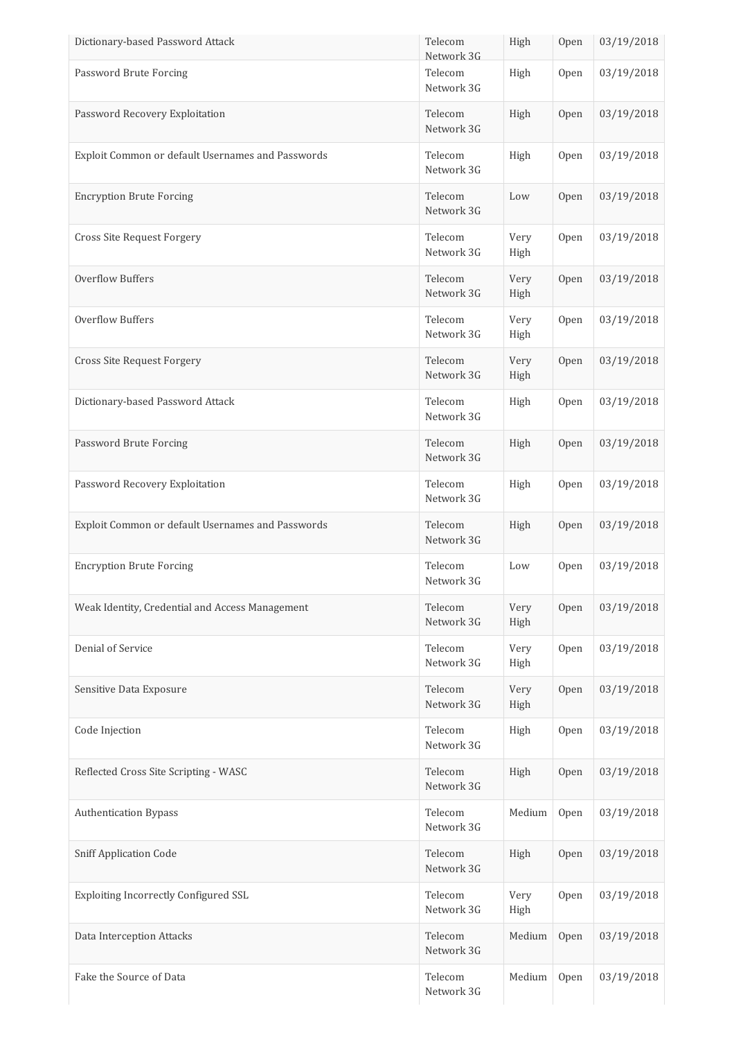| | | | | |
|---|---|---|---|---|
| Dictionary-based Password Attack | Telecom Network 3G | High | Open | 03/19/2018 |
| Password Brute Forcing | Telecom Network 3G | High | Open | 03/19/2018 |
| Password Recovery Exploitation | Telecom Network 3G | High | Open | 03/19/2018 |
| Exploit Common or default Usernames and Passwords | Telecom Network 3G | High | Open | 03/19/2018 |
| Encryption Brute Forcing | Telecom Network 3G | Low | Open | 03/19/2018 |
| Cross Site Request Forgery | Telecom Network 3G | Very High | Open | 03/19/2018 |
| Overflow Buffers | Telecom Network 3G | Very High | Open | 03/19/2018 |
| Overflow Buffers | Telecom Network 3G | Very High | Open | 03/19/2018 |
| Cross Site Request Forgery | Telecom Network 3G | Very High | Open | 03/19/2018 |
| Dictionary-based Password Attack | Telecom Network 3G | High | Open | 03/19/2018 |
| Password Brute Forcing | Telecom Network 3G | High | Open | 03/19/2018 |
| Password Recovery Exploitation | Telecom Network 3G | High | Open | 03/19/2018 |
| Exploit Common or default Usernames and Passwords | Telecom Network 3G | High | Open | 03/19/2018 |
| Encryption Brute Forcing | Telecom Network 3G | Low | Open | 03/19/2018 |
| Weak Identity, Credential and Access Management | Telecom Network 3G | Very High | Open | 03/19/2018 |
| Denial of Service | Telecom Network 3G | Very High | Open | 03/19/2018 |
| Sensitive Data Exposure | Telecom Network 3G | Very High | Open | 03/19/2018 |
| Code Injection | Telecom Network 3G | High | Open | 03/19/2018 |
| Reflected Cross Site Scripting - WASC | Telecom Network 3G | High | Open | 03/19/2018 |
| Authentication Bypass | Telecom Network 3G | Medium | Open | 03/19/2018 |
| Sniff Application Code | Telecom Network 3G | High | Open | 03/19/2018 |
| Exploiting Incorrectly Configured SSL | Telecom Network 3G | Very High | Open | 03/19/2018 |
| Data Interception Attacks | Telecom Network 3G | Medium | Open | 03/19/2018 |
| Fake the Source of Data | Telecom Network 3G | Medium | Open | 03/19/2018 |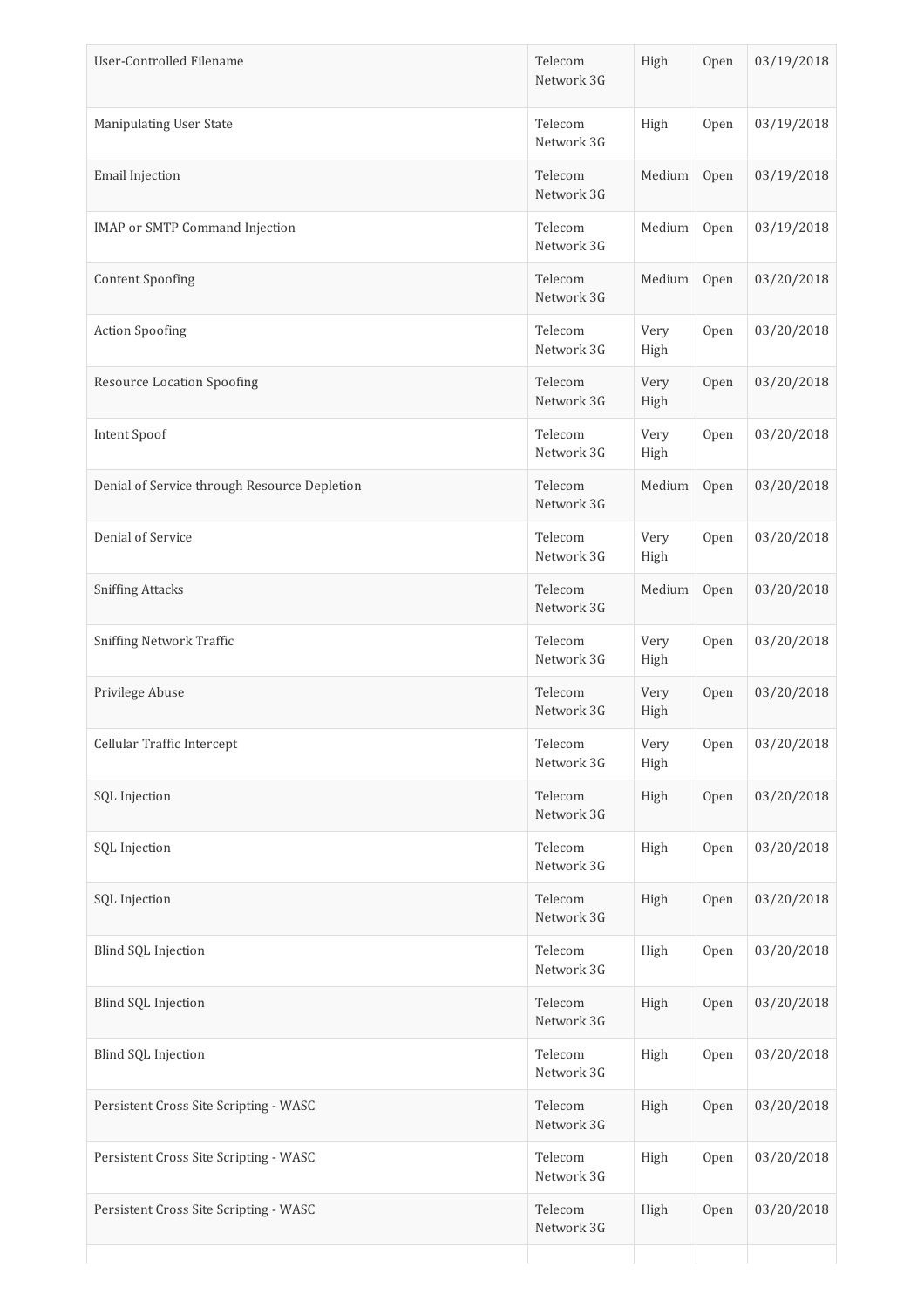| | | | | |
|---|---|---|---|---|
| User-Controlled Filename | Telecom Network 3G | High | Open | 03/19/2018 |
| Manipulating User State | Telecom Network 3G | High | Open | 03/19/2018 |
| Email Injection | Telecom Network 3G | Medium | Open | 03/19/2018 |
| IMAP or SMTP Command Injection | Telecom Network 3G | Medium | Open | 03/19/2018 |
| Content Spoofing | Telecom Network 3G | Medium | Open | 03/20/2018 |
| Action Spoofing | Telecom Network 3G | Very High | Open | 03/20/2018 |
| Resource Location Spoofing | Telecom Network 3G | Very High | Open | 03/20/2018 |
| Intent Spoof | Telecom Network 3G | Very High | Open | 03/20/2018 |
| Denial of Service through Resource Depletion | Telecom Network 3G | Medium | Open | 03/20/2018 |
| Denial of Service | Telecom Network 3G | Very High | Open | 03/20/2018 |
| Sniffing Attacks | Telecom Network 3G | Medium | Open | 03/20/2018 |
| Sniffing Network Traffic | Telecom Network 3G | Very High | Open | 03/20/2018 |
| Privilege Abuse | Telecom Network 3G | Very High | Open | 03/20/2018 |
| Cellular Traffic Intercept | Telecom Network 3G | Very High | Open | 03/20/2018 |
| SQL Injection | Telecom Network 3G | High | Open | 03/20/2018 |
| SQL Injection | Telecom Network 3G | High | Open | 03/20/2018 |
| SQL Injection | Telecom Network 3G | High | Open | 03/20/2018 |
| Blind SQL Injection | Telecom Network 3G | High | Open | 03/20/2018 |
| Blind SQL Injection | Telecom Network 3G | High | Open | 03/20/2018 |
| Blind SQL Injection | Telecom Network 3G | High | Open | 03/20/2018 |
| Persistent Cross Site Scripting - WASC | Telecom Network 3G | High | Open | 03/20/2018 |
| Persistent Cross Site Scripting - WASC | Telecom Network 3G | High | Open | 03/20/2018 |
| Persistent Cross Site Scripting - WASC | Telecom Network 3G | High | Open | 03/20/2018 |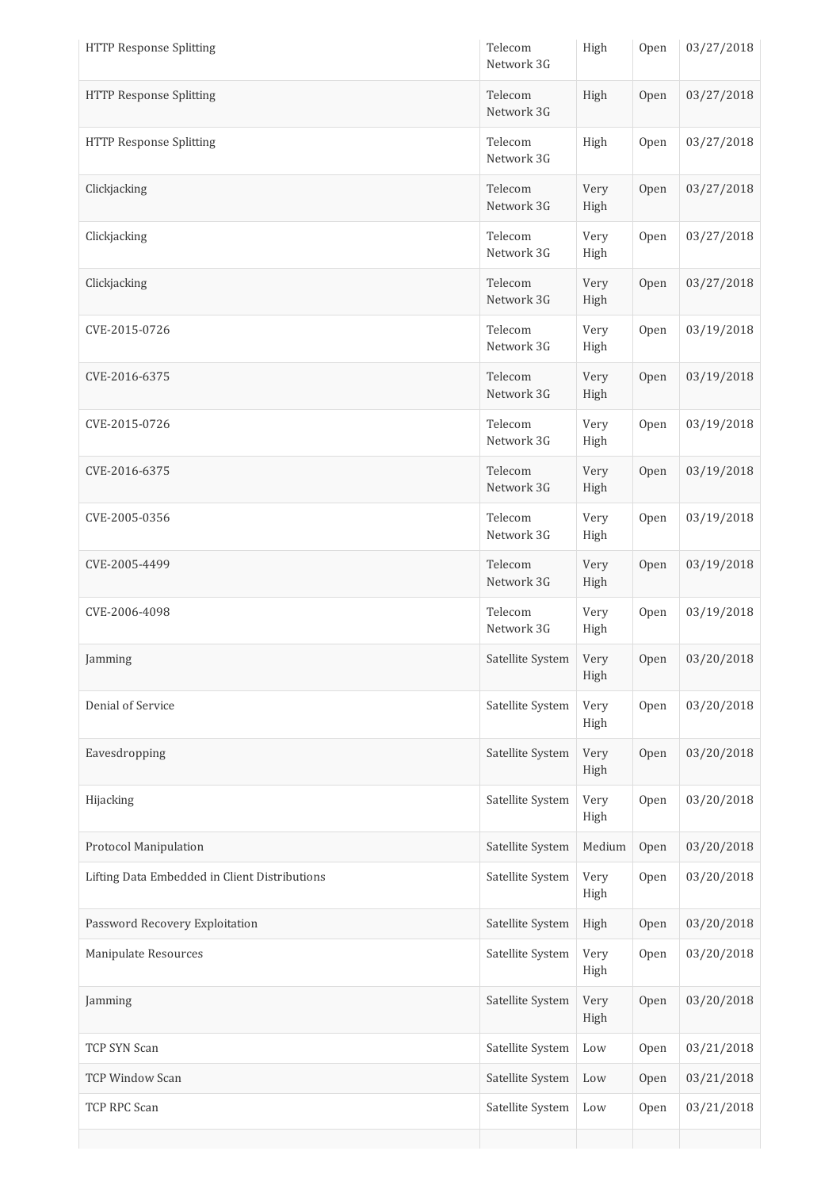| | | | | |
|---|---|---|---|---|
| HTTP Response Splitting | Telecom Network 3G | High | Open | 03/27/2018 |
| HTTP Response Splitting | Telecom Network 3G | High | Open | 03/27/2018 |
| HTTP Response Splitting | Telecom Network 3G | High | Open | 03/27/2018 |
| Clickjacking | Telecom Network 3G | Very High | Open | 03/27/2018 |
| Clickjacking | Telecom Network 3G | Very High | Open | 03/27/2018 |
| Clickjacking | Telecom Network 3G | Very High | Open | 03/27/2018 |
| CVE-2015-0726 | Telecom Network 3G | Very High | Open | 03/19/2018 |
| CVE-2016-6375 | Telecom Network 3G | Very High | Open | 03/19/2018 |
| CVE-2015-0726 | Telecom Network 3G | Very High | Open | 03/19/2018 |
| CVE-2016-6375 | Telecom Network 3G | Very High | Open | 03/19/2018 |
| CVE-2005-0356 | Telecom Network 3G | Very High | Open | 03/19/2018 |
| CVE-2005-4499 | Telecom Network 3G | Very High | Open | 03/19/2018 |
| CVE-2006-4098 | Telecom Network 3G | Very High | Open | 03/19/2018 |
| Jamming | Satellite System | Very High | Open | 03/20/2018 |
| Denial of Service | Satellite System | Very High | Open | 03/20/2018 |
| Eavesdropping | Satellite System | Very High | Open | 03/20/2018 |
| Hijacking | Satellite System | Very High | Open | 03/20/2018 |
| Protocol Manipulation | Satellite System | Medium | Open | 03/20/2018 |
| Lifting Data Embedded in Client Distributions | Satellite System | Very High | Open | 03/20/2018 |
| Password Recovery Exploitation | Satellite System | High | Open | 03/20/2018 |
| Manipulate Resources | Satellite System | Very High | Open | 03/20/2018 |
| Jamming | Satellite System | Very High | Open | 03/20/2018 |
| TCP SYN Scan | Satellite System | Low | Open | 03/21/2018 |
| TCP Window Scan | Satellite System | Low | Open | 03/21/2018 |
| TCP RPC Scan | Satellite System | Low | Open | 03/21/2018 |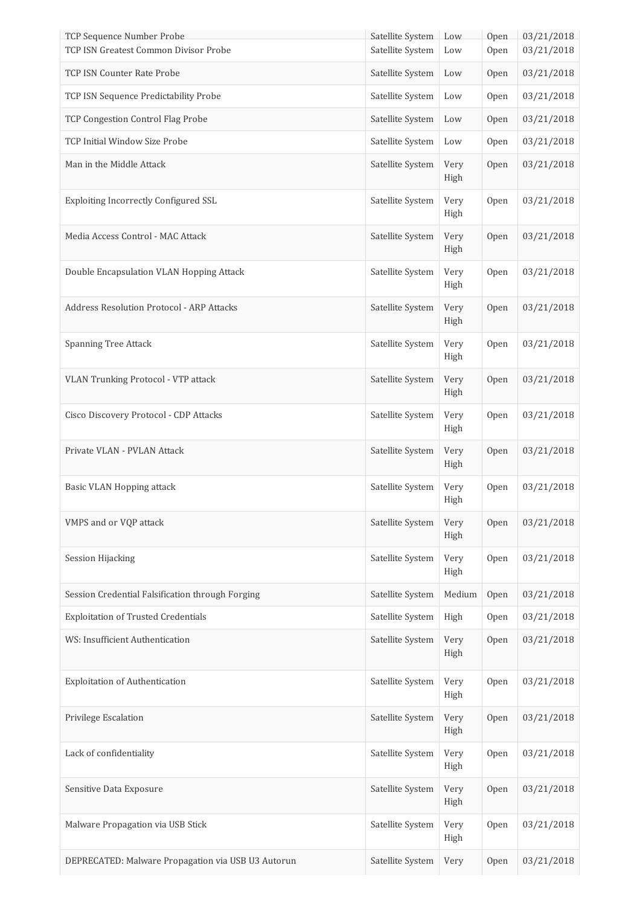| TCP Sequence Number Probe | Satellite System | Low | Open | 03/21/2018 |
|---|---|---|---|---|
| TCP ISN Greatest Common Divisor Probe | Satellite System | Low | Open | 03/21/2018 |
| TCP ISN Counter Rate Probe | Satellite System | Low | Open | 03/21/2018 |
| TCP ISN Sequence Predictability Probe | Satellite System | Low | Open | 03/21/2018 |
| TCP Congestion Control Flag Probe | Satellite System | Low | Open | 03/21/2018 |
| TCP Initial Window Size Probe | Satellite System | Low | Open | 03/21/2018 |
| Man in the Middle Attack | Satellite System | Very High | Open | 03/21/2018 |
| Exploiting Incorrectly Configured SSL | Satellite System | Very High | Open | 03/21/2018 |
| Media Access Control - MAC Attack | Satellite System | Very High | Open | 03/21/2018 |
| Double Encapsulation VLAN Hopping Attack | Satellite System | Very High | Open | 03/21/2018 |
| Address Resolution Protocol - ARP Attacks | Satellite System | Very High | Open | 03/21/2018 |
| Spanning Tree Attack | Satellite System | Very High | Open | 03/21/2018 |
| VLAN Trunking Protocol - VTP attack | Satellite System | Very High | Open | 03/21/2018 |
| Cisco Discovery Protocol - CDP Attacks | Satellite System | Very High | Open | 03/21/2018 |
| Private VLAN - PVLAN Attack | Satellite System | Very High | Open | 03/21/2018 |
| Basic VLAN Hopping attack | Satellite System | Very High | Open | 03/21/2018 |
| VMPS and or VQP attack | Satellite System | Very High | Open | 03/21/2018 |
| Session Hijacking | Satellite System | Very High | Open | 03/21/2018 |
| Session Credential Falsification through Forging | Satellite System | Medium | Open | 03/21/2018 |
| Exploitation of Trusted Credentials | Satellite System | High | Open | 03/21/2018 |
| WS: Insufficient Authentication | Satellite System | Very High | Open | 03/21/2018 |
| Exploitation of Authentication | Satellite System | Very High | Open | 03/21/2018 |
| Privilege Escalation | Satellite System | Very High | Open | 03/21/2018 |
| Lack of confidentiality | Satellite System | Very High | Open | 03/21/2018 |
| Sensitive Data Exposure | Satellite System | Very High | Open | 03/21/2018 |
| Malware Propagation via USB Stick | Satellite System | Very High | Open | 03/21/2018 |
| DEPRECATED: Malware Propagation via USB U3 Autorun | Satellite System | Very | Open | 03/21/2018 |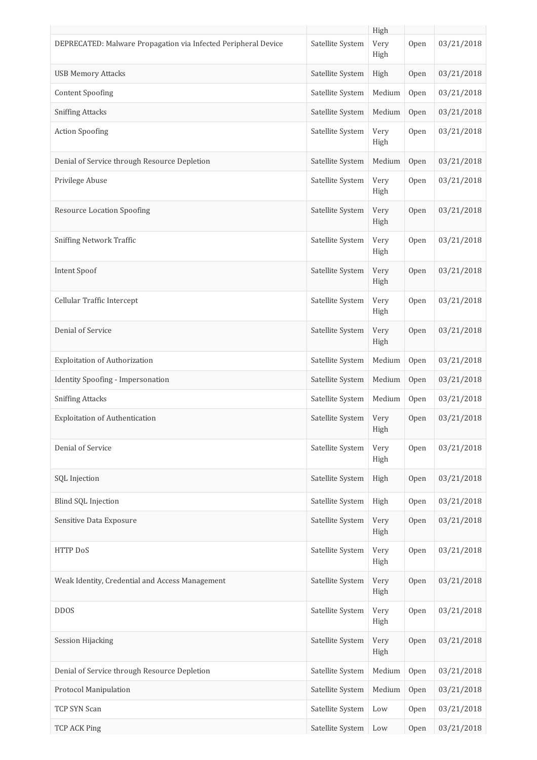| | | High | | |
|---|---|---|---|---|
| DEPRECATED: Malware Propagation via Infected Peripheral Device | Satellite System | Very High | Open | 03/21/2018 |
| USB Memory Attacks | Satellite System | High | Open | 03/21/2018 |
| Content Spoofing | Satellite System | Medium | Open | 03/21/2018 |
| Sniffing Attacks | Satellite System | Medium | Open | 03/21/2018 |
| Action Spoofing | Satellite System | Very High | Open | 03/21/2018 |
| Denial of Service through Resource Depletion | Satellite System | Medium | Open | 03/21/2018 |
| Privilege Abuse | Satellite System | Very High | Open | 03/21/2018 |
| Resource Location Spoofing | Satellite System | Very High | Open | 03/21/2018 |
| Sniffing Network Traffic | Satellite System | Very High | Open | 03/21/2018 |
| Intent Spoof | Satellite System | Very High | Open | 03/21/2018 |
| Cellular Traffic Intercept | Satellite System | Very High | Open | 03/21/2018 |
| Denial of Service | Satellite System | Very High | Open | 03/21/2018 |
| Exploitation of Authorization | Satellite System | Medium | Open | 03/21/2018 |
| Identity Spoofing - Impersonation | Satellite System | Medium | Open | 03/21/2018 |
| Sniffing Attacks | Satellite System | Medium | Open | 03/21/2018 |
| Exploitation of Authentication | Satellite System | Very High | Open | 03/21/2018 |
| Denial of Service | Satellite System | Very High | Open | 03/21/2018 |
| SQL Injection | Satellite System | High | Open | 03/21/2018 |
| Blind SQL Injection | Satellite System | High | Open | 03/21/2018 |
| Sensitive Data Exposure | Satellite System | Very High | Open | 03/21/2018 |
| HTTP DoS | Satellite System | Very High | Open | 03/21/2018 |
| Weak Identity, Credential and Access Management | Satellite System | Very High | Open | 03/21/2018 |
| DDOS | Satellite System | Very High | Open | 03/21/2018 |
| Session Hijacking | Satellite System | Very High | Open | 03/21/2018 |
| Denial of Service through Resource Depletion | Satellite System | Medium | Open | 03/21/2018 |
| Protocol Manipulation | Satellite System | Medium | Open | 03/21/2018 |
| TCP SYN Scan | Satellite System | Low | Open | 03/21/2018 |
| TCP ACK Ping | Satellite System | Low | Open | 03/21/2018 |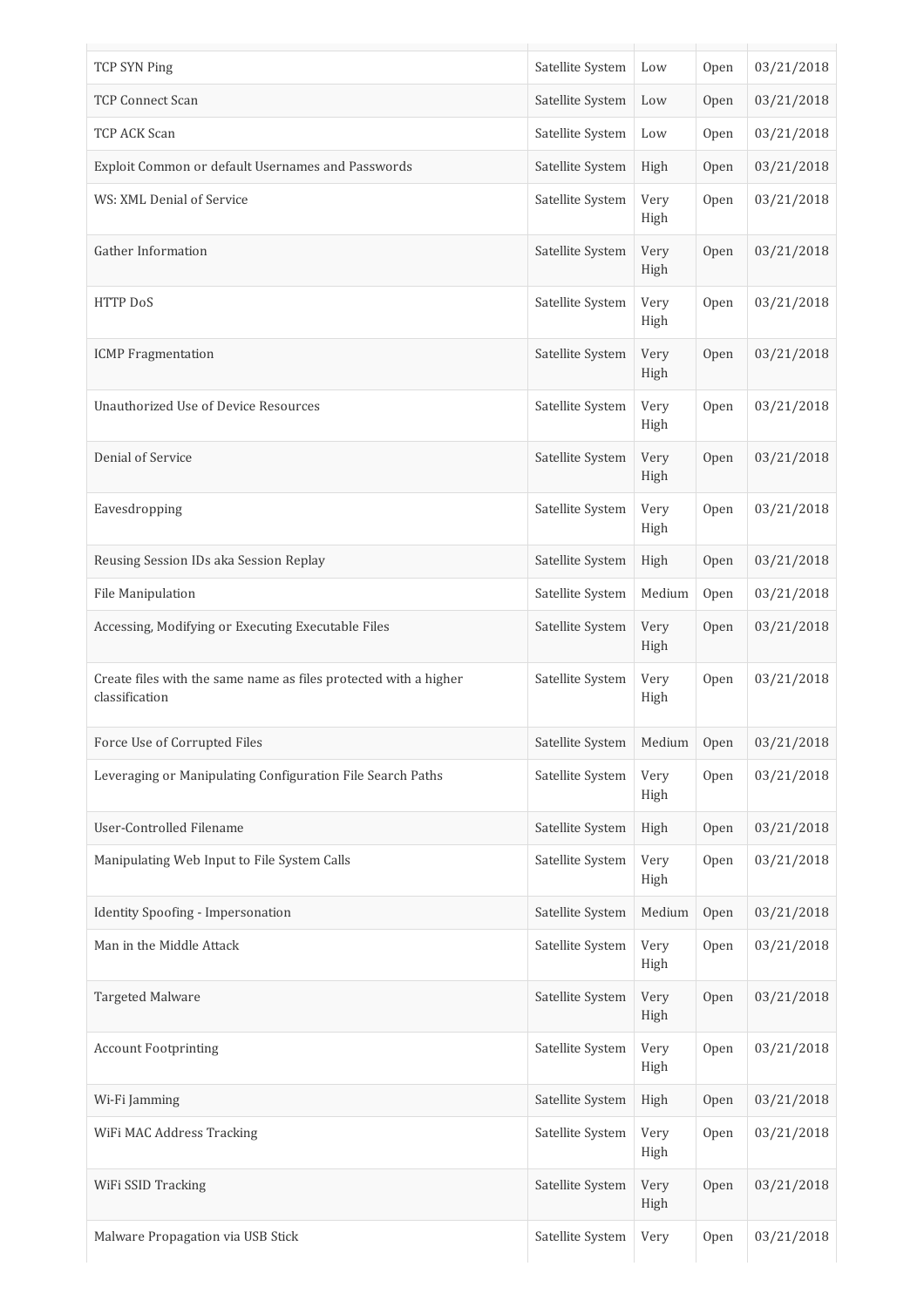| | | | | |
|---|---|---|---|---|
| TCP SYN Ping | Satellite System | Low | Open | 03/21/2018 |
| TCP Connect Scan | Satellite System | Low | Open | 03/21/2018 |
| TCP ACK Scan | Satellite System | Low | Open | 03/21/2018 |
| Exploit Common or default Usernames and Passwords | Satellite System | High | Open | 03/21/2018 |
| WS: XML Denial of Service | Satellite System | Very High | Open | 03/21/2018 |
| Gather Information | Satellite System | Very High | Open | 03/21/2018 |
| HTTP DoS | Satellite System | Very High | Open | 03/21/2018 |
| ICMP Fragmentation | Satellite System | Very High | Open | 03/21/2018 |
| Unauthorized Use of Device Resources | Satellite System | Very High | Open | 03/21/2018 |
| Denial of Service | Satellite System | Very High | Open | 03/21/2018 |
| Eavesdropping | Satellite System | Very High | Open | 03/21/2018 |
| Reusing Session IDs aka Session Replay | Satellite System | High | Open | 03/21/2018 |
| File Manipulation | Satellite System | Medium | Open | 03/21/2018 |
| Accessing, Modifying or Executing Executable Files | Satellite System | Very High | Open | 03/21/2018 |
| Create files with the same name as files protected with a higher classification | Satellite System | Very High | Open | 03/21/2018 |
| Force Use of Corrupted Files | Satellite System | Medium | Open | 03/21/2018 |
| Leveraging or Manipulating Configuration File Search Paths | Satellite System | Very High | Open | 03/21/2018 |
| User-Controlled Filename | Satellite System | High | Open | 03/21/2018 |
| Manipulating Web Input to File System Calls | Satellite System | Very High | Open | 03/21/2018 |
| Identity Spoofing - Impersonation | Satellite System | Medium | Open | 03/21/2018 |
| Man in the Middle Attack | Satellite System | Very High | Open | 03/21/2018 |
| Targeted Malware | Satellite System | Very High | Open | 03/21/2018 |
| Account Footprinting | Satellite System | Very High | Open | 03/21/2018 |
| Wi-Fi Jamming | Satellite System | High | Open | 03/21/2018 |
| WiFi MAC Address Tracking | Satellite System | Very High | Open | 03/21/2018 |
| WiFi SSID Tracking | Satellite System | Very High | Open | 03/21/2018 |
| Malware Propagation via USB Stick | Satellite System | Very | Open | 03/21/2018 |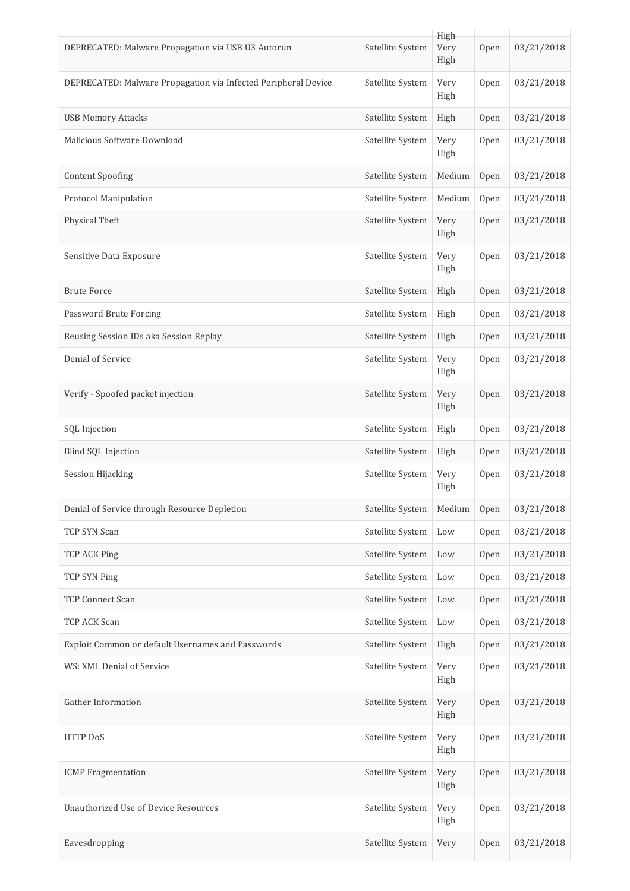| | | High | | |
|---|---|---|---|---|
| DEPRECATED: Malware Propagation via USB U3 Autorun | Satellite System | Very High | Open | 03/21/2018 |
| DEPRECATED: Malware Propagation via Infected Peripheral Device | Satellite System | Very High | Open | 03/21/2018 |
| USB Memory Attacks | Satellite System | High | Open | 03/21/2018 |
| Malicious Software Download | Satellite System | Very High | Open | 03/21/2018 |
| Content Spoofing | Satellite System | Medium | Open | 03/21/2018 |
| Protocol Manipulation | Satellite System | Medium | Open | 03/21/2018 |
| Physical Theft | Satellite System | Very High | Open | 03/21/2018 |
| Sensitive Data Exposure | Satellite System | Very High | Open | 03/21/2018 |
| Brute Force | Satellite System | High | Open | 03/21/2018 |
| Password Brute Forcing | Satellite System | High | Open | 03/21/2018 |
| Reusing Session IDs aka Session Replay | Satellite System | High | Open | 03/21/2018 |
| Denial of Service | Satellite System | Very High | Open | 03/21/2018 |
| Verify - Spoofed packet injection | Satellite System | Very High | Open | 03/21/2018 |
| SQL Injection | Satellite System | High | Open | 03/21/2018 |
| Blind SQL Injection | Satellite System | High | Open | 03/21/2018 |
| Session Hijacking | Satellite System | Very High | Open | 03/21/2018 |
| Denial of Service through Resource Depletion | Satellite System | Medium | Open | 03/21/2018 |
| TCP SYN Scan | Satellite System | Low | Open | 03/21/2018 |
| TCP ACK Ping | Satellite System | Low | Open | 03/21/2018 |
| TCP SYN Ping | Satellite System | Low | Open | 03/21/2018 |
| TCP Connect Scan | Satellite System | Low | Open | 03/21/2018 |
| TCP ACK Scan | Satellite System | Low | Open | 03/21/2018 |
| Exploit Common or default Usernames and Passwords | Satellite System | High | Open | 03/21/2018 |
| WS: XML Denial of Service | Satellite System | Very High | Open | 03/21/2018 |
| Gather Information | Satellite System | Very High | Open | 03/21/2018 |
| HTTP DoS | Satellite System | Very High | Open | 03/21/2018 |
| ICMP Fragmentation | Satellite System | Very High | Open | 03/21/2018 |
| Unauthorized Use of Device Resources | Satellite System | Very High | Open | 03/21/2018 |
| Eavesdropping | Satellite System | Very | Open | 03/21/2018 |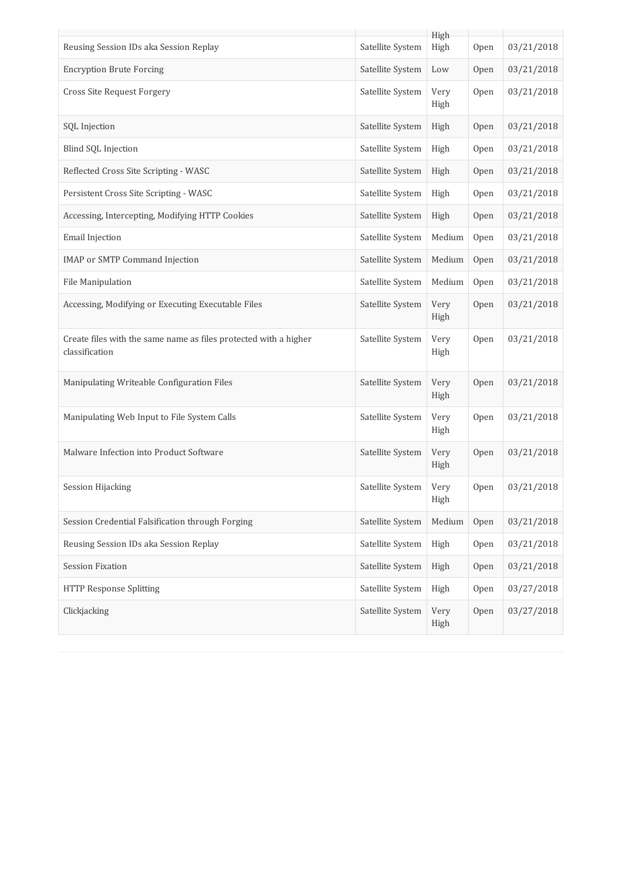| | | | | |
|---|---|---|---|---|
| | | High | | |
| Reusing Session IDs aka Session Replay | Satellite System | High | Open | 03/21/2018 |
| Encryption Brute Forcing | Satellite System | Low | Open | 03/21/2018 |
| Cross Site Request Forgery | Satellite System | Very High | Open | 03/21/2018 |
| SQL Injection | Satellite System | High | Open | 03/21/2018 |
| Blind SQL Injection | Satellite System | High | Open | 03/21/2018 |
| Reflected Cross Site Scripting - WASC | Satellite System | High | Open | 03/21/2018 |
| Persistent Cross Site Scripting - WASC | Satellite System | High | Open | 03/21/2018 |
| Accessing, Intercepting, Modifying HTTP Cookies | Satellite System | High | Open | 03/21/2018 |
| Email Injection | Satellite System | Medium | Open | 03/21/2018 |
| IMAP or SMTP Command Injection | Satellite System | Medium | Open | 03/21/2018 |
| File Manipulation | Satellite System | Medium | Open | 03/21/2018 |
| Accessing, Modifying or Executing Executable Files | Satellite System | Very High | Open | 03/21/2018 |
| Create files with the same name as files protected with a higher classification | Satellite System | Very High | Open | 03/21/2018 |
| Manipulating Writeable Configuration Files | Satellite System | Very High | Open | 03/21/2018 |
| Manipulating Web Input to File System Calls | Satellite System | Very High | Open | 03/21/2018 |
| Malware Infection into Product Software | Satellite System | Very High | Open | 03/21/2018 |
| Session Hijacking | Satellite System | Very High | Open | 03/21/2018 |
| Session Credential Falsification through Forging | Satellite System | Medium | Open | 03/21/2018 |
| Reusing Session IDs aka Session Replay | Satellite System | High | Open | 03/21/2018 |
| Session Fixation | Satellite System | High | Open | 03/21/2018 |
| HTTP Response Splitting | Satellite System | High | Open | 03/27/2018 |
| Clickjacking | Satellite System | Very High | Open | 03/27/2018 |